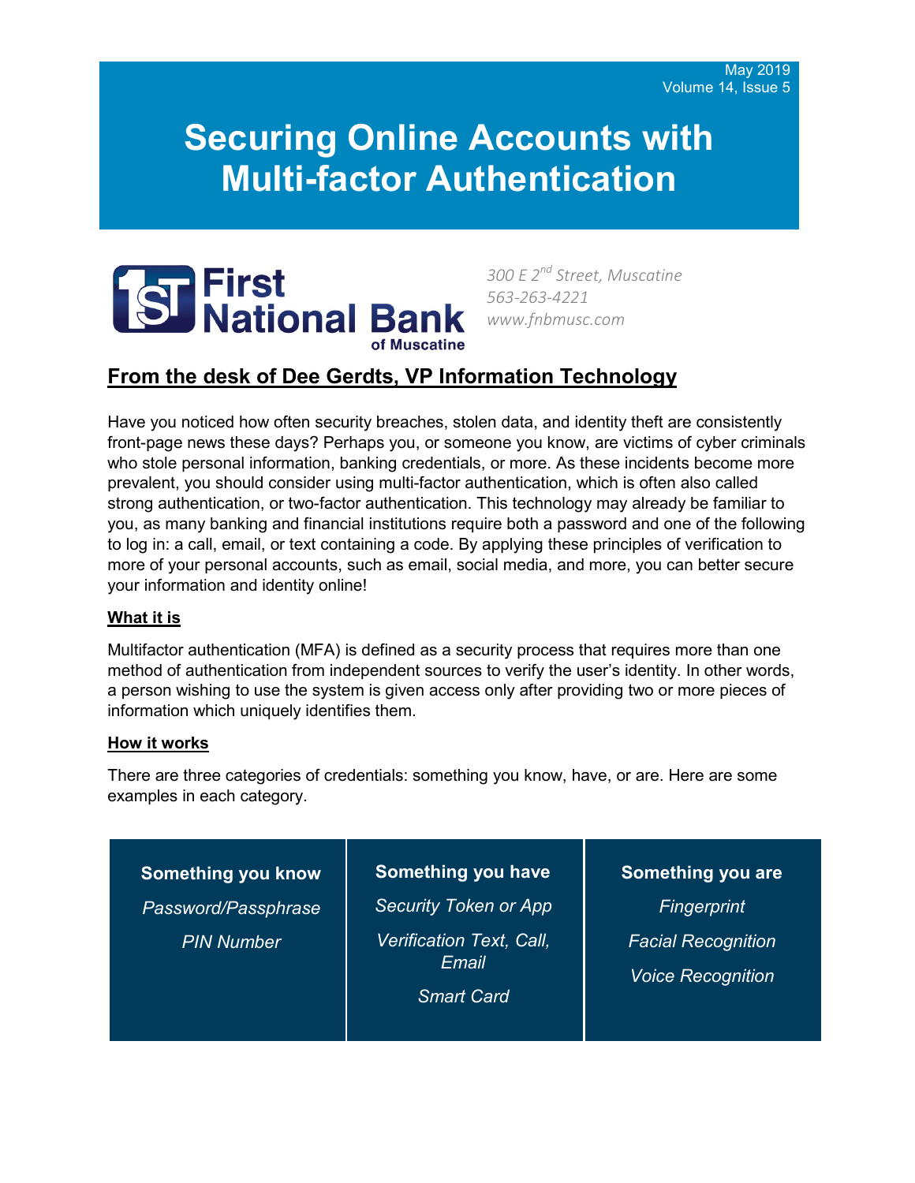May 2019
Volume 14, Issue 5

# Securing Online Accounts with Multi-factor Authentication

First National Bank of Muscatine

*300 E 2nd Street, Muscatine*
*563-263-4221*
*www.fnbmusc.com*

## From the desk of Dee Gerdts, VP Information Technology

Have you noticed how often security breaches, stolen data, and identity theft are consistently front-page news these days? Perhaps you, or someone you know, are victims of cyber criminals who stole personal information, banking credentials, or more. As these incidents become more prevalent, you should consider using multi-factor authentication, which is often also called strong authentication, or two-factor authentication. This technology may already be familiar to you, as many banking and financial institutions require both a password and one of the following to log in: a call, email, or text containing a code. By applying these principles of verification to more of your personal accounts, such as email, social media, and more, you can better secure your information and identity online!

### What it is

Multifactor authentication (MFA) is defined as a security process that requires more than one method of authentication from independent sources to verify the user's identity. In other words, a person wishing to use the system is given access only after providing two or more pieces of information which uniquely identifies them.

### How it works

There are three categories of credentials: something you know, have, or are. Here are some examples in each category.

| Something you know | Something you have | Something you are |
| --- | --- | --- |
| *Password/Passphrase* | *Security Token or App* | *Fingerprint* |
| *PIN Number* | *Verification Text, Call, Email* | *Facial Recognition* |
| | *Smart Card* | *Voice Recognition* |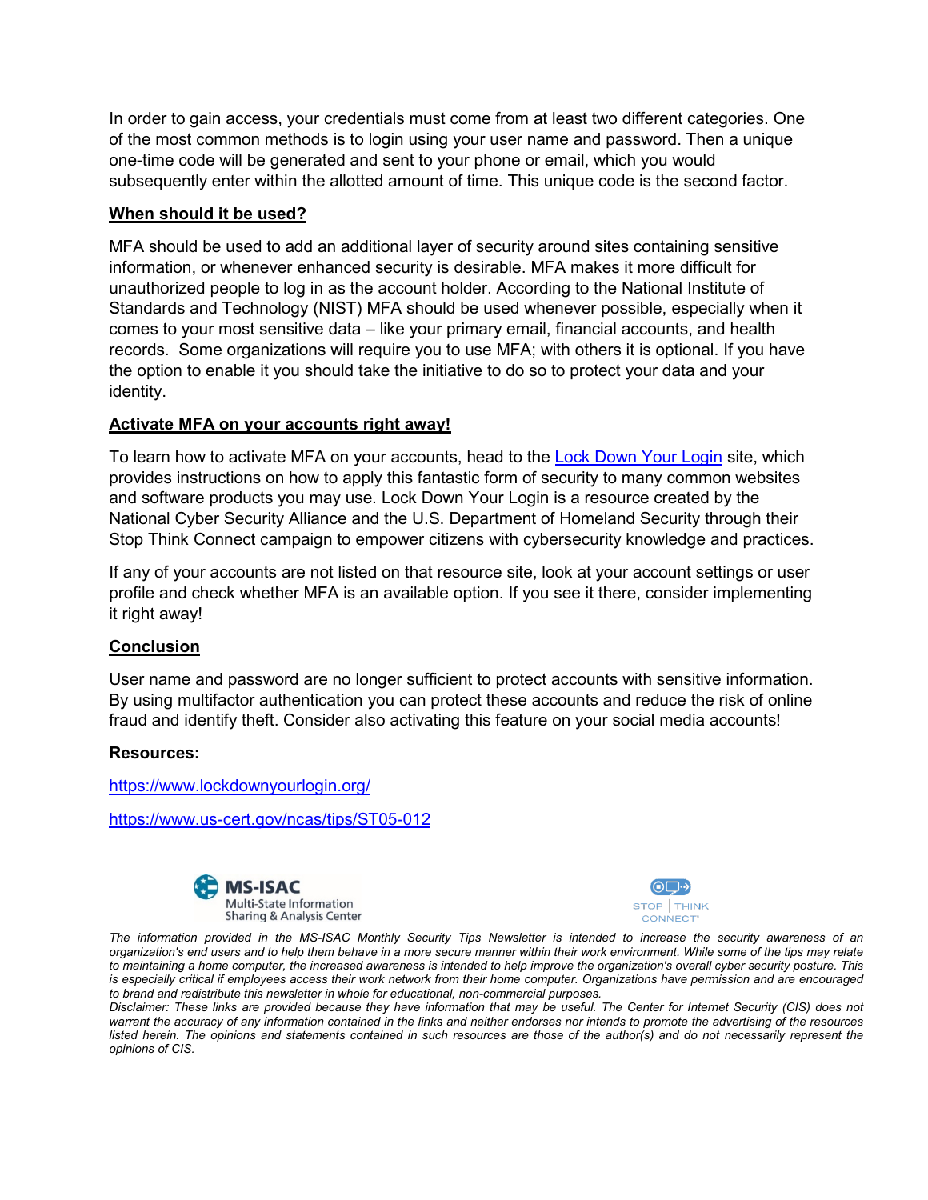In order to gain access, your credentials must come from at least two different categories. One of the most common methods is to login using your user name and password. Then a unique one-time code will be generated and sent to your phone or email, which you would subsequently enter within the allotted amount of time. This unique code is the second factor.

**When should it be used?**

MFA should be used to add an additional layer of security around sites containing sensitive information, or whenever enhanced security is desirable. MFA makes it more difficult for unauthorized people to log in as the account holder. According to the National Institute of Standards and Technology (NIST) MFA should be used whenever possible, especially when it comes to your most sensitive data – like your primary email, financial accounts, and health records. Some organizations will require you to use MFA; with others it is optional. If you have the option to enable it you should take the initiative to do so to protect your data and your identity.

**Activate MFA on your accounts right away!**

To learn how to activate MFA on your accounts, head to the [Lock Down Your Login](https://www.lockdownyourlogin.org/) site, which provides instructions on how to apply this fantastic form of security to many common websites and software products you may use. Lock Down Your Login is a resource created by the National Cyber Security Alliance and the U.S. Department of Homeland Security through their Stop Think Connect campaign to empower citizens with cybersecurity knowledge and practices.

If any of your accounts are not listed on that resource site, look at your account settings or user profile and check whether MFA is an available option. If you see it there, consider implementing it right away!

**Conclusion**

User name and password are no longer sufficient to protect accounts with sensitive information. By using multifactor authentication you can protect these accounts and reduce the risk of online fraud and identify theft. Consider also activating this feature on your social media accounts!

**Resources:**

https://www.lockdownyourlogin.org/

https://www.us-cert.gov/ncas/tips/ST05-012

MS-ISAC Multi-State Information Sharing & Analysis Center

STOP | THINK CONNECT

*The information provided in the MS-ISAC Monthly Security Tips Newsletter is intended to increase the security awareness of an organization's end users and to help them behave in a more secure manner within their work environment. While some of the tips may relate to maintaining a home computer, the increased awareness is intended to help improve the organization's overall cyber security posture. This is especially critical if employees access their work network from their home computer. Organizations have permission and are encouraged to brand and redistribute this newsletter in whole for educational, non-commercial purposes.*
*Disclaimer: These links are provided because they have information that may be useful. The Center for Internet Security (CIS) does not warrant the accuracy of any information contained in the links and neither endorses nor intends to promote the advertising of the resources listed herein. The opinions and statements contained in such resources are those of the author(s) and do not necessarily represent the opinions of CIS.*